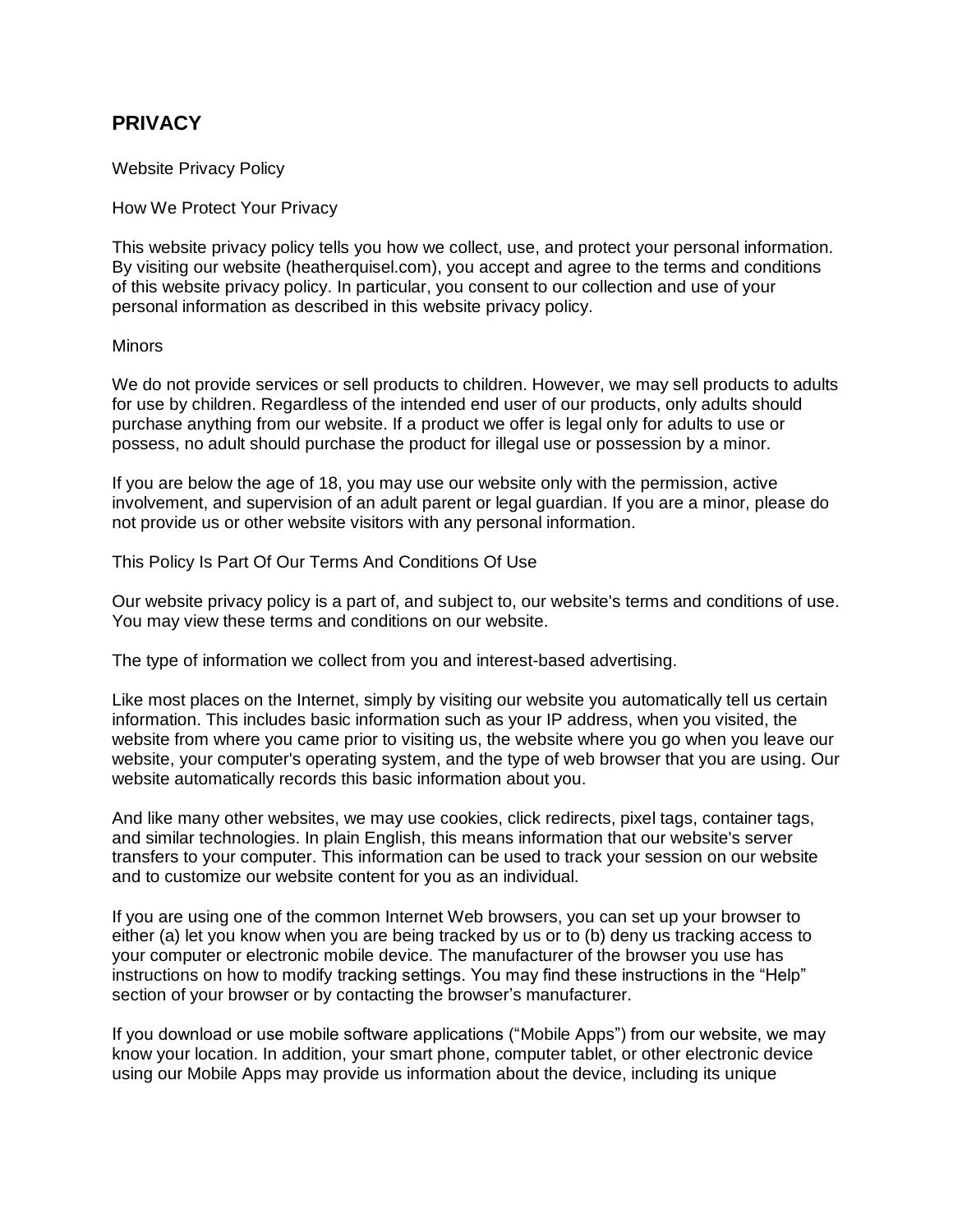# PRIVACY

Website Privacy Policy

How We Protect Your Privacy

This website privacy policy tells you how we collect, use, and protect your personal information. By visiting our website (heatherquisel.com), you accept and agree to the terms and conditions of this website privacy policy. In particular, you consent to our collection and use of your personal information as described in this website privacy policy.

Minors

We do not provide services or sell products to children. However, we may sell products to adults for use by children. Regardless of the intended end user of our products, only adults should purchase anything from our website. If a product we offer is legal only for adults to use or possess, no adult should purchase the product for illegal use or possession by a minor.

If you are below the age of 18, you may use our website only with the permission, active involvement, and supervision of an adult parent or legal guardian. If you are a minor, please do not provide us or other website visitors with any personal information.

This Policy Is Part Of Our Terms And Conditions Of Use

Our website privacy policy is a part of, and subject to, our website's terms and conditions of use. You may view these terms and conditions on our website.

The type of information we collect from you and interest-based advertising.

Like most places on the Internet, simply by visiting our website you automatically tell us certain information. This includes basic information such as your IP address, when you visited, the website from where you came prior to visiting us, the website where you go when you leave our website, your computer's operating system, and the type of web browser that you are using. Our website automatically records this basic information about you.

And like many other websites, we may use cookies, click redirects, pixel tags, container tags, and similar technologies. In plain English, this means information that our website's server transfers to your computer. This information can be used to track your session on our website and to customize our website content for you as an individual.

If you are using one of the common Internet Web browsers, you can set up your browser to either (a) let you know when you are being tracked by us or to (b) deny us tracking access to your computer or electronic mobile device. The manufacturer of the browser you use has instructions on how to modify tracking settings. You may find these instructions in the "Help" section of your browser or by contacting the browser's manufacturer.

If you download or use mobile software applications ("Mobile Apps") from our website, we may know your location. In addition, your smart phone, computer tablet, or other electronic device using our Mobile Apps may provide us information about the device, including its unique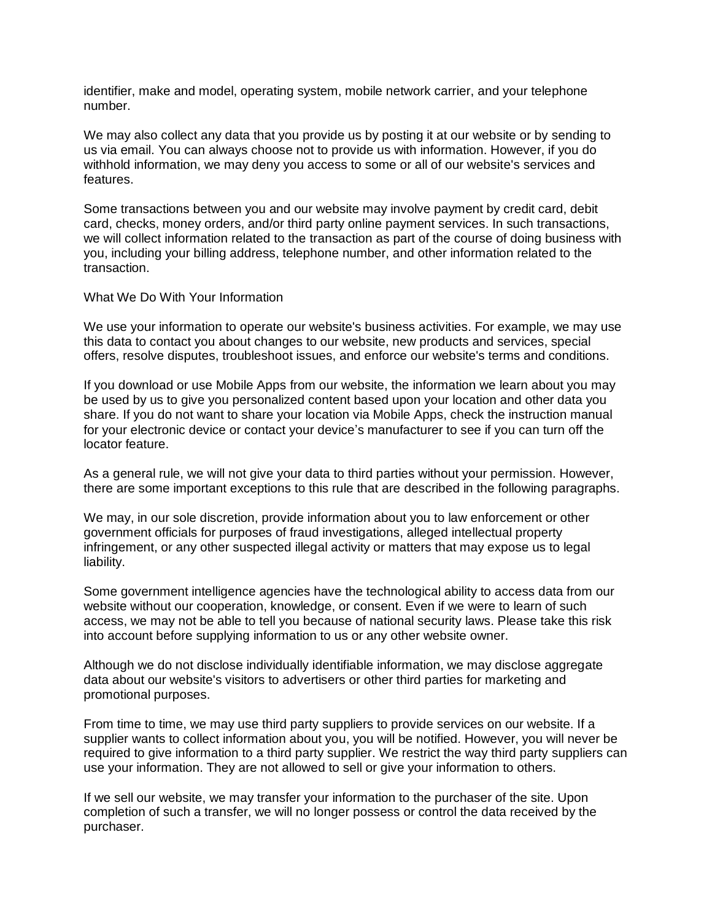identifier, make and model, operating system, mobile network carrier, and your telephone number.

We may also collect any data that you provide us by posting it at our website or by sending to us via email. You can always choose not to provide us with information. However, if you do withhold information, we may deny you access to some or all of our website's services and features.

Some transactions between you and our website may involve payment by credit card, debit card, checks, money orders, and/or third party online payment services. In such transactions, we will collect information related to the transaction as part of the course of doing business with you, including your billing address, telephone number, and other information related to the transaction.

## What We Do With Your Information

We use your information to operate our website's business activities. For example, we may use this data to contact you about changes to our website, new products and services, special offers, resolve disputes, troubleshoot issues, and enforce our website's terms and conditions.

If you download or use Mobile Apps from our website, the information we learn about you may be used by us to give you personalized content based upon your location and other data you share. If you do not want to share your location via Mobile Apps, check the instruction manual for your electronic device or contact your device's manufacturer to see if you can turn off the locator feature.

As a general rule, we will not give your data to third parties without your permission. However, there are some important exceptions to this rule that are described in the following paragraphs.

We may, in our sole discretion, provide information about you to law enforcement or other government officials for purposes of fraud investigations, alleged intellectual property infringement, or any other suspected illegal activity or matters that may expose us to legal liability.

Some government intelligence agencies have the technological ability to access data from our website without our cooperation, knowledge, or consent. Even if we were to learn of such access, we may not be able to tell you because of national security laws. Please take this risk into account before supplying information to us or any other website owner.

Although we do not disclose individually identifiable information, we may disclose aggregate data about our website's visitors to advertisers or other third parties for marketing and promotional purposes.

From time to time, we may use third party suppliers to provide services on our website. If a supplier wants to collect information about you, you will be notified. However, you will never be required to give information to a third party supplier. We restrict the way third party suppliers can use your information. They are not allowed to sell or give your information to others.

If we sell our website, we may transfer your information to the purchaser of the site. Upon completion of such a transfer, we will no longer possess or control the data received by the purchaser.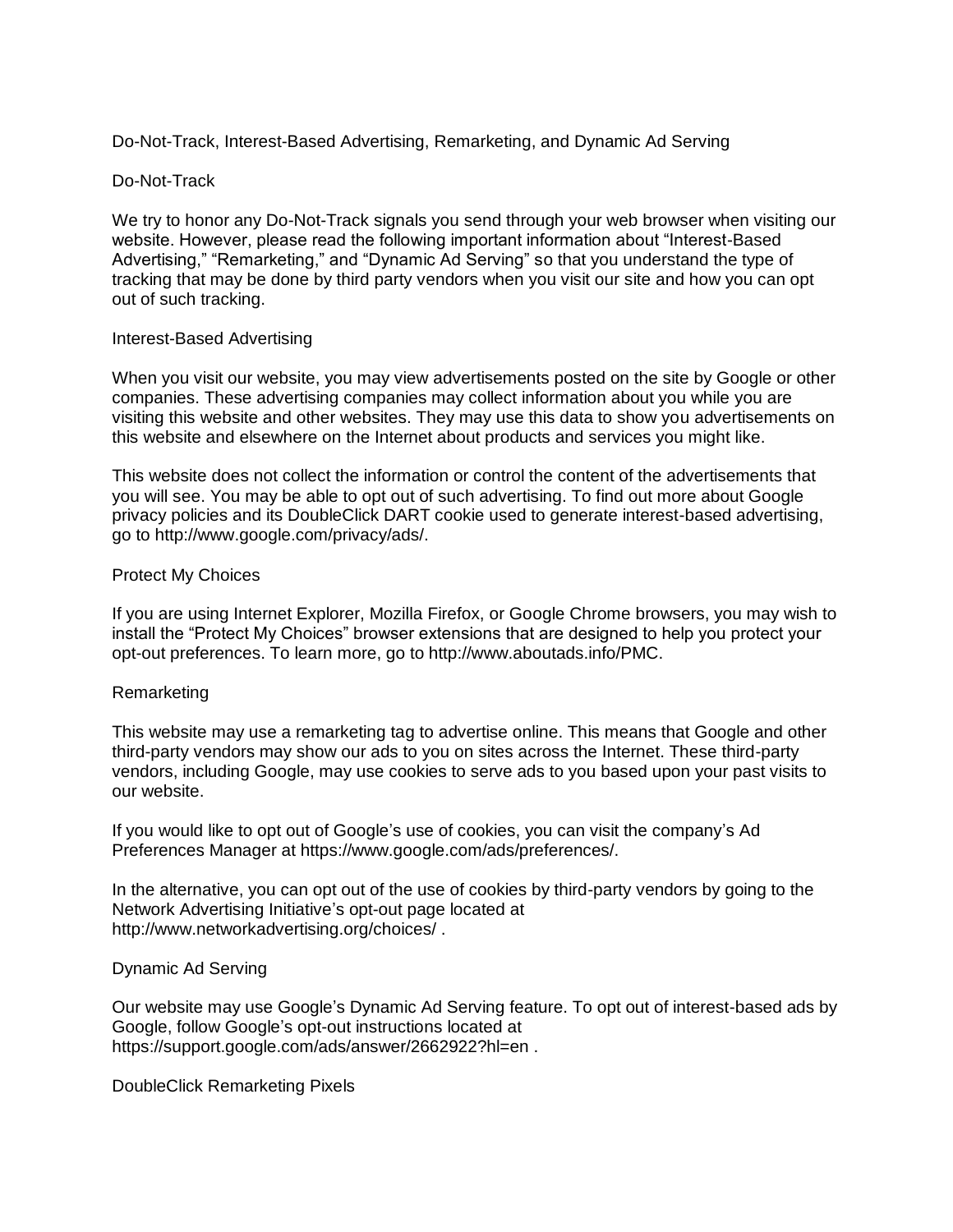## Do-Not-Track, Interest-Based Advertising, Remarketing, and Dynamic Ad Serving

### Do-Not-Track

We try to honor any Do-Not-Track signals you send through your web browser when visiting our website. However, please read the following important information about “Interest-Based Advertising,” “Remarketing,” and “Dynamic Ad Serving” so that you understand the type of tracking that may be done by third party vendors when you visit our site and how you can opt out of such tracking.

### Interest-Based Advertising

When you visit our website, you may view advertisements posted on the site by Google or other companies. These advertising companies may collect information about you while you are visiting this website and other websites. They may use this data to show you advertisements on this website and elsewhere on the Internet about products and services you might like.

This website does not collect the information or control the content of the advertisements that you will see. You may be able to opt out of such advertising. To find out more about Google privacy policies and its DoubleClick DART cookie used to generate interest-based advertising, go to http://www.google.com/privacy/ads/.

### Protect My Choices

If you are using Internet Explorer, Mozilla Firefox, or Google Chrome browsers, you may wish to install the “Protect My Choices” browser extensions that are designed to help you protect your opt-out preferences. To learn more, go to http://www.aboutads.info/PMC.

### Remarketing

This website may use a remarketing tag to advertise online. This means that Google and other third-party vendors may show our ads to you on sites across the Internet. These third-party vendors, including Google, may use cookies to serve ads to you based upon your past visits to our website.

If you would like to opt out of Google’s use of cookies, you can visit the company’s Ad Preferences Manager at https://www.google.com/ads/preferences/.

In the alternative, you can opt out of the use of cookies by third-party vendors by going to the Network Advertising Initiative’s opt-out page located at http://www.networkadvertising.org/choices/ .

### Dynamic Ad Serving

Our website may use Google’s Dynamic Ad Serving feature. To opt out of interest-based ads by Google, follow Google’s opt-out instructions located at https://support.google.com/ads/answer/2662922?hl=en .

### DoubleClick Remarketing Pixels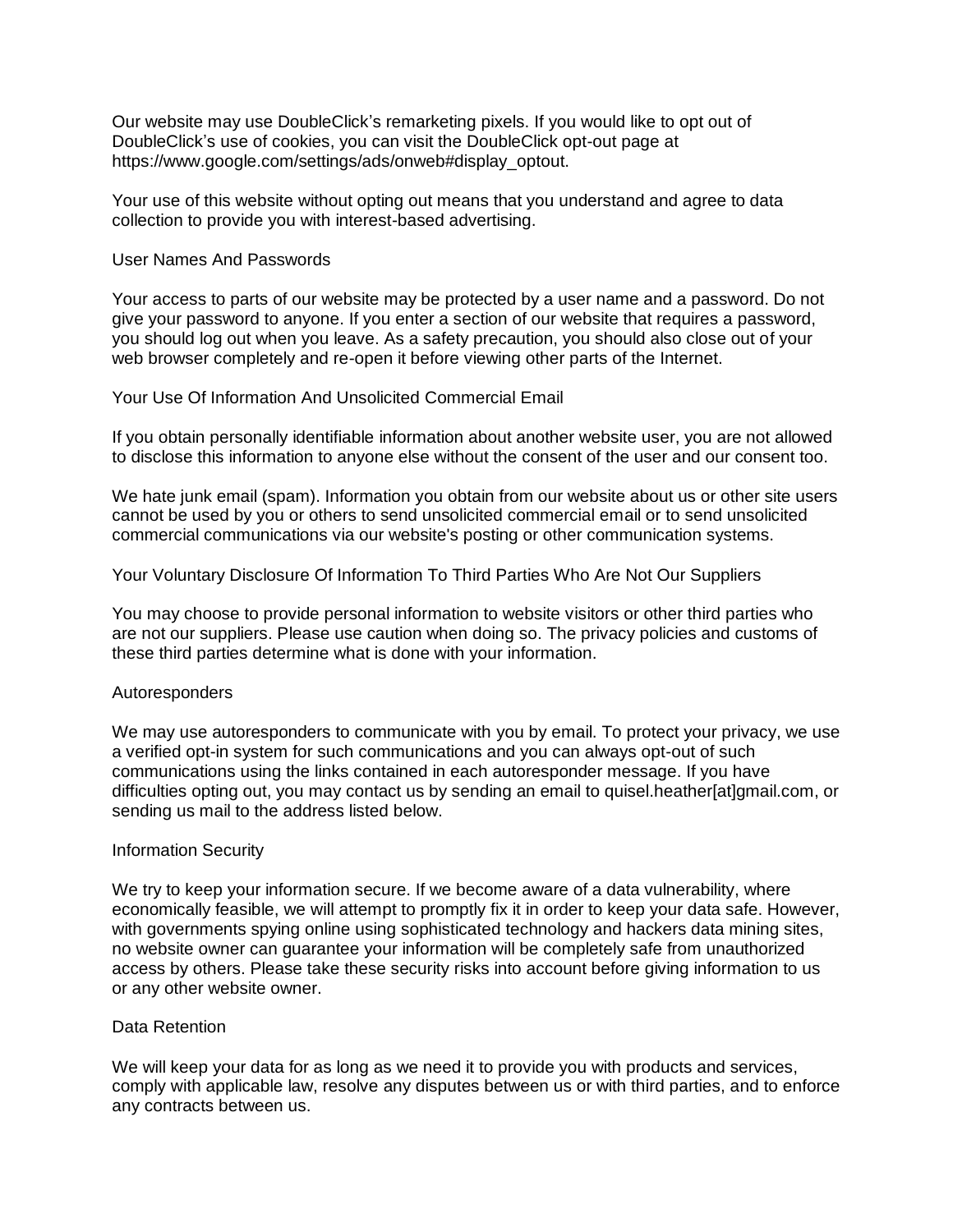Our website may use DoubleClick's remarketing pixels. If you would like to opt out of DoubleClick's use of cookies, you can visit the DoubleClick opt-out page at https://www.google.com/settings/ads/onweb#display_optout.

Your use of this website without opting out means that you understand and agree to data collection to provide you with interest-based advertising.

## User Names And Passwords

Your access to parts of our website may be protected by a user name and a password. Do not give your password to anyone. If you enter a section of our website that requires a password, you should log out when you leave. As a safety precaution, you should also close out of your web browser completely and re-open it before viewing other parts of the Internet.

## Your Use Of Information And Unsolicited Commercial Email

If you obtain personally identifiable information about another website user, you are not allowed to disclose this information to anyone else without the consent of the user and our consent too.

We hate junk email (spam). Information you obtain from our website about us or other site users cannot be used by you or others to send unsolicited commercial email or to send unsolicited commercial communications via our website's posting or other communication systems.

## Your Voluntary Disclosure Of Information To Third Parties Who Are Not Our Suppliers

You may choose to provide personal information to website visitors or other third parties who are not our suppliers. Please use caution when doing so. The privacy policies and customs of these third parties determine what is done with your information.

## Autoresponders

We may use autoresponders to communicate with you by email. To protect your privacy, we use a verified opt-in system for such communications and you can always opt-out of such communications using the links contained in each autoresponder message. If you have difficulties opting out, you may contact us by sending an email to quisel.heather[at]gmail.com, or sending us mail to the address listed below.

## Information Security

We try to keep your information secure. If we become aware of a data vulnerability, where economically feasible, we will attempt to promptly fix it in order to keep your data safe. However, with governments spying online using sophisticated technology and hackers data mining sites, no website owner can guarantee your information will be completely safe from unauthorized access by others. Please take these security risks into account before giving information to us or any other website owner.

## Data Retention

We will keep your data for as long as we need it to provide you with products and services, comply with applicable law, resolve any disputes between us or with third parties, and to enforce any contracts between us.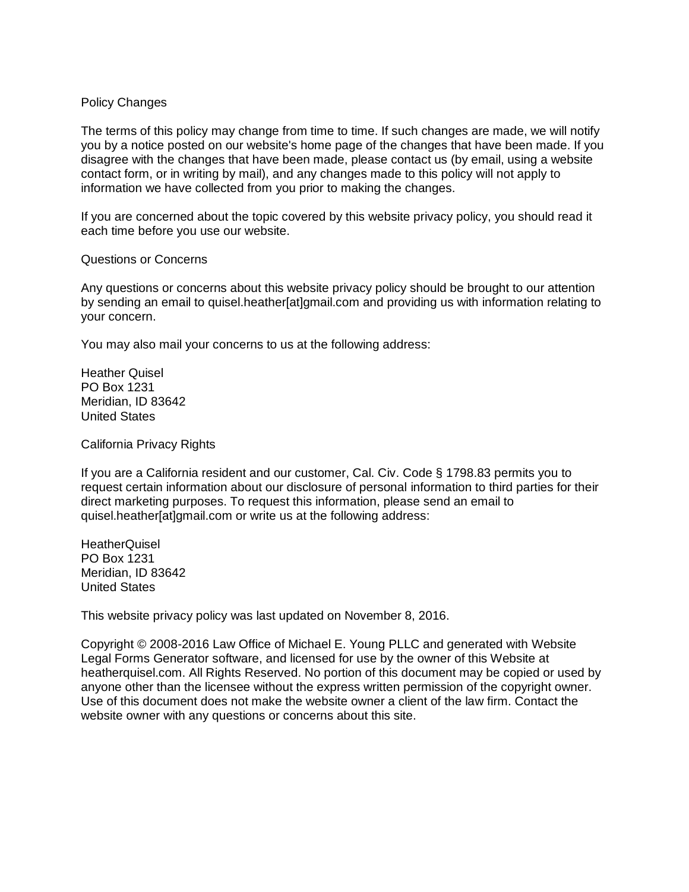## Policy Changes

The terms of this policy may change from time to time. If such changes are made, we will notify you by a notice posted on our website's home page of the changes that have been made. If you disagree with the changes that have been made, please contact us (by email, using a website contact form, or in writing by mail), and any changes made to this policy will not apply to information we have collected from you prior to making the changes.

If you are concerned about the topic covered by this website privacy policy, you should read it each time before you use our website.

## Questions or Concerns

Any questions or concerns about this website privacy policy should be brought to our attention by sending an email to quisel.heather[at]gmail.com and providing us with information relating to your concern.

You may also mail your concerns to us at the following address:

Heather Quisel
PO Box 1231
Meridian, ID 83642
United States

## California Privacy Rights

If you are a California resident and our customer, Cal. Civ. Code § 1798.83 permits you to request certain information about our disclosure of personal information to third parties for their direct marketing purposes. To request this information, please send an email to quisel.heather[at]gmail.com or write us at the following address:

HeatherQuisel
PO Box 1231
Meridian, ID 83642
United States

This website privacy policy was last updated on November 8, 2016.

Copyright © 2008-2016 Law Office of Michael E. Young PLLC and generated with Website Legal Forms Generator software, and licensed for use by the owner of this Website at heatherquisel.com. All Rights Reserved. No portion of this document may be copied or used by anyone other than the licensee without the express written permission of the copyright owner. Use of this document does not make the website owner a client of the law firm. Contact the website owner with any questions or concerns about this site.